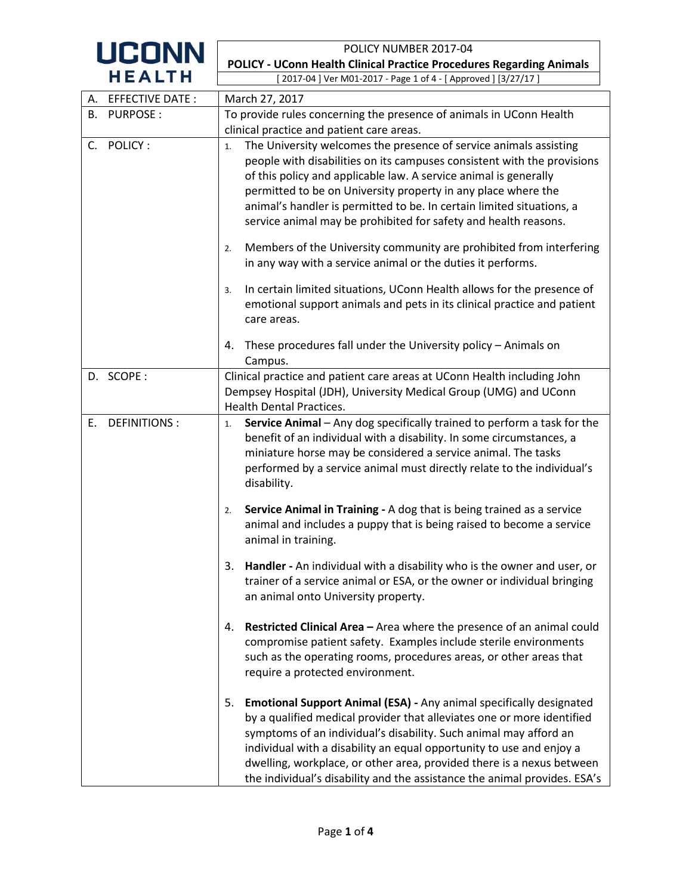UCONN HEALTH

POLICY NUMBER 2017-04

**POLICY - UConn Health Clinical Practice Procedures Regarding Animals**

[ 2017-04 ] Ver M01-2017 - Page 1 of 4 - [ Approved ] [3/27/17 ]

| | |
|---|---|
| A. EFFECTIVE DATE : | March 27, 2017 |
| B. PURPOSE : | To provide rules concerning the presence of animals in UConn Health clinical practice and patient care areas. |
| C. POLICY : | 1. The University welcomes the presence of service animals assisting people with disabilities on its campuses consistent with the provisions of this policy and applicable law. A service animal is generally permitted to be on University property in any place where the animal's handler is permitted to be. In certain limited situations, a service animal may be prohibited for safety and health reasons.<br><br>2. Members of the University community are prohibited from interfering in any way with a service animal or the duties it performs.<br><br>3. In certain limited situations, UConn Health allows for the presence of emotional support animals and pets in its clinical practice and patient care areas.<br><br>4. These procedures fall under the University policy – Animals on Campus. |
| D. SCOPE : | Clinical practice and patient care areas at UConn Health including John Dempsey Hospital (JDH), University Medical Group (UMG) and UConn Health Dental Practices. |
| E. DEFINITIONS : | 1. **Service Animal** – Any dog specifically trained to perform a task for the benefit of an individual with a disability. In some circumstances, a miniature horse may be considered a service animal. The tasks performed by a service animal must directly relate to the individual's disability.<br><br>2. **Service Animal in Training -** A dog that is being trained as a service animal and includes a puppy that is being raised to become a service animal in training.<br><br>3. **Handler -** An individual with a disability who is the owner and user, or trainer of a service animal or ESA, or the owner or individual bringing an animal onto University property.<br><br>4. **Restricted Clinical Area –** Area where the presence of an animal could compromise patient safety. Examples include sterile environments such as the operating rooms, procedures areas, or other areas that require a protected environment.<br><br>5. **Emotional Support Animal (ESA) -** Any animal specifically designated by a qualified medical provider that alleviates one or more identified symptoms of an individual's disability. Such animal may afford an individual with a disability an equal opportunity to use and enjoy a dwelling, workplace, or other area, provided there is a nexus between the individual's disability and the assistance the animal provides. ESA's |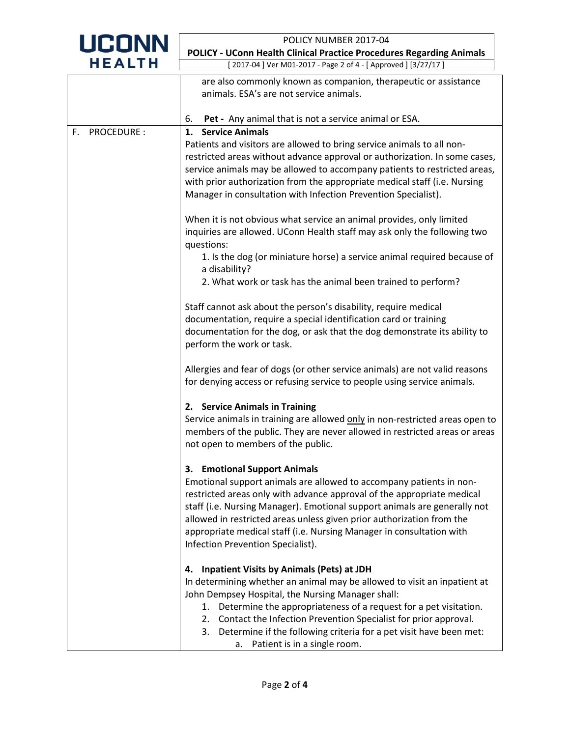are also commonly known as companion, therapeutic or assistance animals. ESA's are not service animals.

6. **Pet -** Any animal that is not a service animal or ESA.

## F. PROCEDURE :

### 1. Service Animals

Patients and visitors are allowed to bring service animals to all non-restricted areas without advance approval or authorization. In some cases, service animals may be allowed to accompany patients to restricted areas, with prior authorization from the appropriate medical staff (i.e. Nursing Manager in consultation with Infection Prevention Specialist).

When it is not obvious what service an animal provides, only limited inquiries are allowed. UConn Health staff may ask only the following two questions:

1. Is the dog (or miniature horse) a service animal required because of a disability?
2. What work or task has the animal been trained to perform?

Staff cannot ask about the person's disability, require medical documentation, require a special identification card or training documentation for the dog, or ask that the dog demonstrate its ability to perform the work or task.

Allergies and fear of dogs (or other service animals) are not valid reasons for denying access or refusing service to people using service animals.

### 2. Service Animals in Training

Service animals in training are allowed <u>only</u> in non-restricted areas open to members of the public. They are never allowed in restricted areas or areas not open to members of the public.

### 3. Emotional Support Animals

Emotional support animals are allowed to accompany patients in non-restricted areas only with advance approval of the appropriate medical staff (i.e. Nursing Manager). Emotional support animals are generally not allowed in restricted areas unless given prior authorization from the appropriate medical staff (i.e. Nursing Manager in consultation with Infection Prevention Specialist).

### 4. Inpatient Visits by Animals (Pets) at JDH

In determining whether an animal may be allowed to visit an inpatient at John Dempsey Hospital, the Nursing Manager shall:

1. Determine the appropriateness of a request for a pet visitation.
2. Contact the Infection Prevention Specialist for prior approval.
3. Determine if the following criteria for a pet visit have been met:
   a. Patient is in a single room.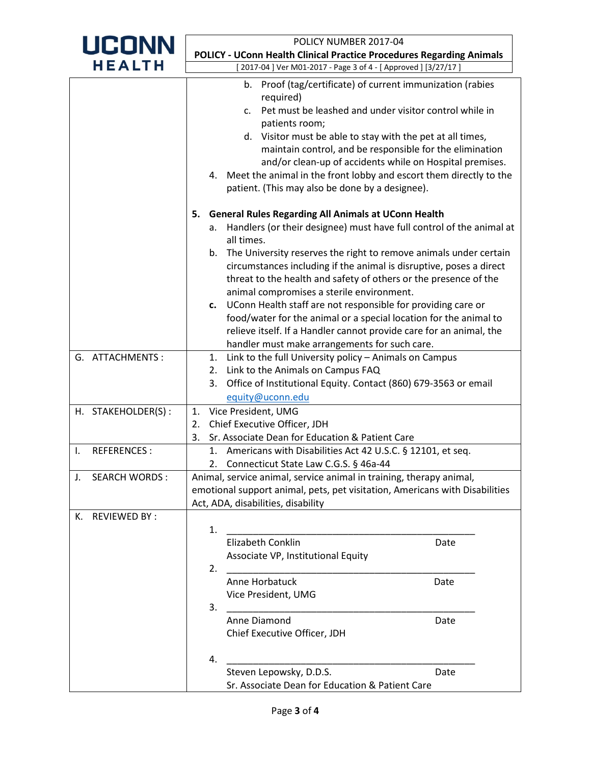b. Proof (tag/certificate) of current immunization (rabies required)
c. Pet must be leashed and under visitor control while in patients room;
d. Visitor must be able to stay with the pet at all times, maintain control, and be responsible for the elimination and/or clean-up of accidents while on Hospital premises.

4. Meet the animal in the front lobby and escort them directly to the patient. (This may also be done by a designee).

**5. General Rules Regarding All Animals at UConn Health**

a. Handlers (or their designee) must have full control of the animal at all times.
b. The University reserves the right to remove animals under certain circumstances including if the animal is disruptive, poses a direct threat to the health and safety of others or the presence of the animal compromises a sterile environment.
**c.** UConn Health staff are not responsible for providing care or food/water for the animal or a special location for the animal to relieve itself. If a Handler cannot provide care for an animal, the handler must make arrangements for such care.

| | |
|---|---|
| G. ATTACHMENTS : | 1. Link to the full University policy – Animals on Campus<br>2. Link to the Animals on Campus FAQ<br>3. Office of Institutional Equity. Contact (860) 679-3563 or email equity@uconn.edu |
| H. STAKEHOLDER(S) : | 1. Vice President, UMG<br>2. Chief Executive Officer, JDH<br>3. Sr. Associate Dean for Education & Patient Care |
| I. REFERENCES : | 1. Americans with Disabilities Act 42 U.S.C. § 12101, et seq.<br>2. Connecticut State Law C.G.S. § 46a-44 |
| J. SEARCH WORDS : | Animal, service animal, service animal in training, therapy animal, emotional support animal, pets, pet visitation, Americans with Disabilities Act, ADA, disabilities, disability |
| K. REVIEWED BY : | 1. ______________________________<br>Elizabeth Conklin Date<br>Associate VP, Institutional Equity<br>2. ______________________________<br>Anne Horbatuck Date<br>Vice President, UMG<br>3. ______________________________<br>Anne Diamond Date<br>Chief Executive Officer, JDH<br>4. ______________________________<br>Steven Lepowsky, D.D.S. Date<br>Sr. Associate Dean for Education & Patient Care |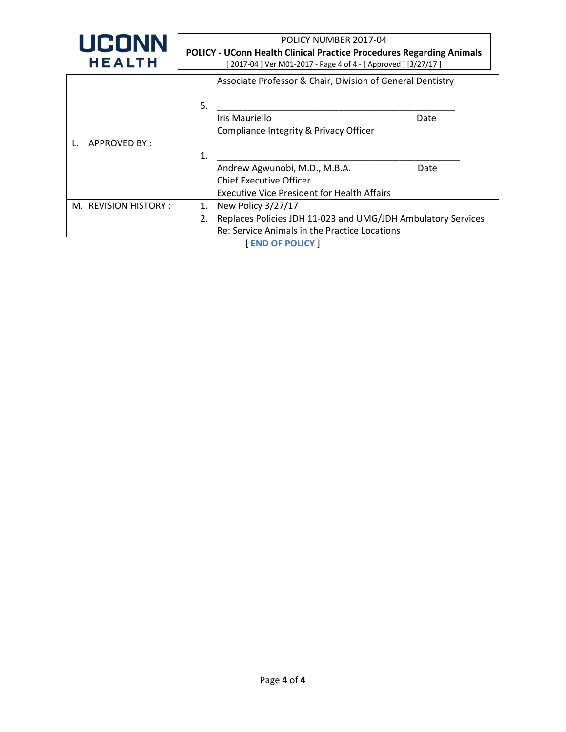| | |
|---|---|
| | Associate Professor & Chair, Division of General Dentistry<br><br>5. \_\_\_\_\_\_\_\_\_\_\_\_\_\_\_\_\_\_\_\_\_\_\_\_\_\_\_\_\_\_\_\_\_\_\_\_\_\_\_\_\_\_\_\_\_\_\_\_<br>Iris Mauriello Date<br>Compliance Integrity & Privacy Officer |
| L. APPROVED BY : | 1. \_\_\_\_\_\_\_\_\_\_\_\_\_\_\_\_\_\_\_\_\_\_\_\_\_\_\_\_\_\_\_\_\_\_\_\_\_\_\_\_\_\_\_\_\_\_\_\_<br>Andrew Agwunobi, M.D., M.B.A. Date<br>Chief Executive Officer<br>Executive Vice President for Health Affairs |
| M. REVISION HISTORY : | 1. New Policy 3/27/17<br>2. Replaces Policies JDH 11-023 and UMG/JDH Ambulatory Services Re: Service Animals in the Practice Locations |

[ **END OF POLICY** ]